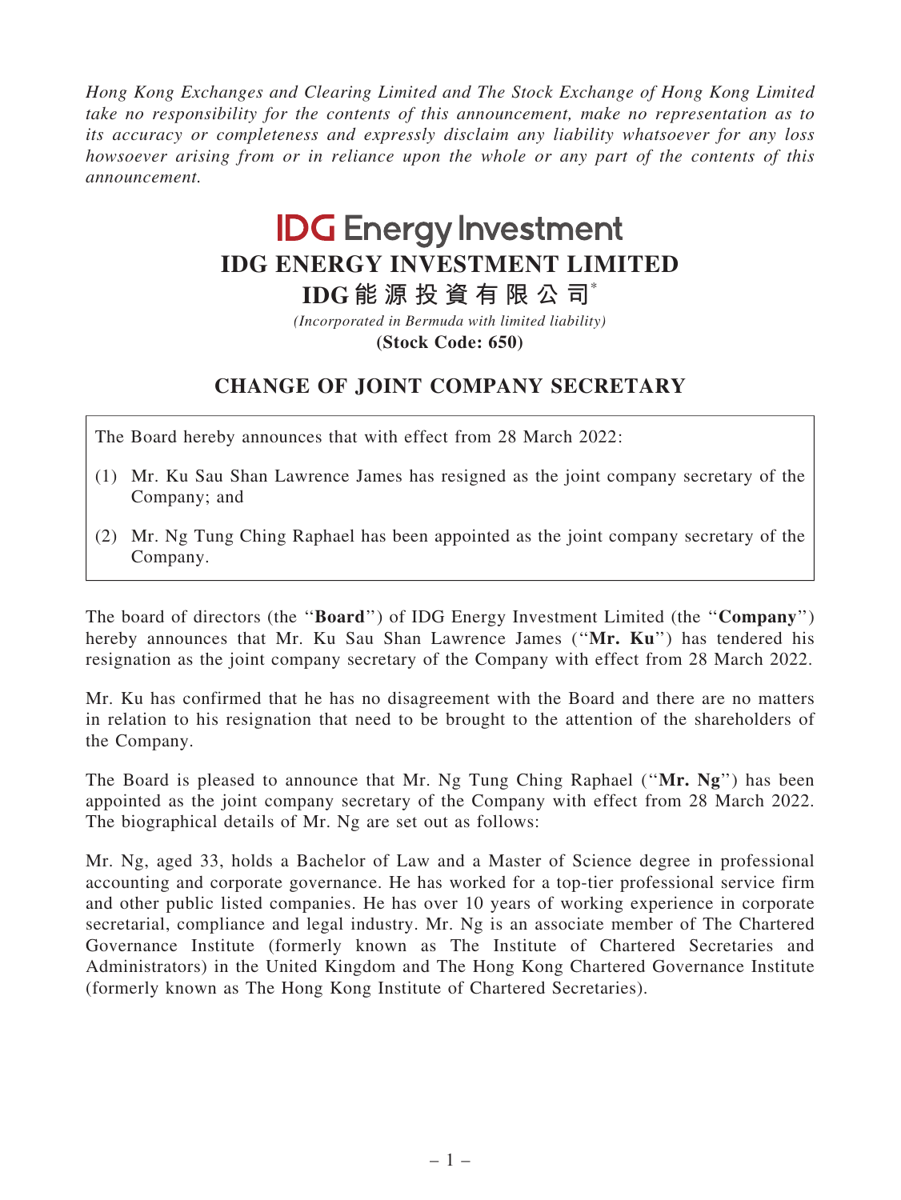*Hong Kong Exchanges and Clearing Limited and The Stock Exchange of Hong Kong Limited take no responsibility for the contents of this announcement, make no representation as to its accuracy or completeness and expressly disclaim any liability whatsoever for any loss howsoever arising from or in reliance upon the whole or any part of the contents of this announcement.*

**IDG Energy Investment**

# IDG ENERGY INVESTMENT LIMITED

# IDG能源投資有限公司*

*(Incorporated in Bermuda with limited liability)*

**(Stock Code: 650)**

## CHANGE OF JOINT COMPANY SECRETARY

The Board hereby announces that with effect from 28 March 2022:

(1) Mr. Ku Sau Shan Lawrence James has resigned as the joint company secretary of the Company; and

(2) Mr. Ng Tung Ching Raphael has been appointed as the joint company secretary of the Company.

The board of directors (the "**Board**") of IDG Energy Investment Limited (the "**Company**") hereby announces that Mr. Ku Sau Shan Lawrence James ("**Mr. Ku**") has tendered his resignation as the joint company secretary of the Company with effect from 28 March 2022.

Mr. Ku has confirmed that he has no disagreement with the Board and there are no matters in relation to his resignation that need to be brought to the attention of the shareholders of the Company.

The Board is pleased to announce that Mr. Ng Tung Ching Raphael ("**Mr. Ng**") has been appointed as the joint company secretary of the Company with effect from 28 March 2022. The biographical details of Mr. Ng are set out as follows:

Mr. Ng, aged 33, holds a Bachelor of Law and a Master of Science degree in professional accounting and corporate governance. He has worked for a top-tier professional service firm and other public listed companies. He has over 10 years of working experience in corporate secretarial, compliance and legal industry. Mr. Ng is an associate member of The Chartered Governance Institute (formerly known as The Institute of Chartered Secretaries and Administrators) in the United Kingdom and The Hong Kong Chartered Governance Institute (formerly known as The Hong Kong Institute of Chartered Secretaries).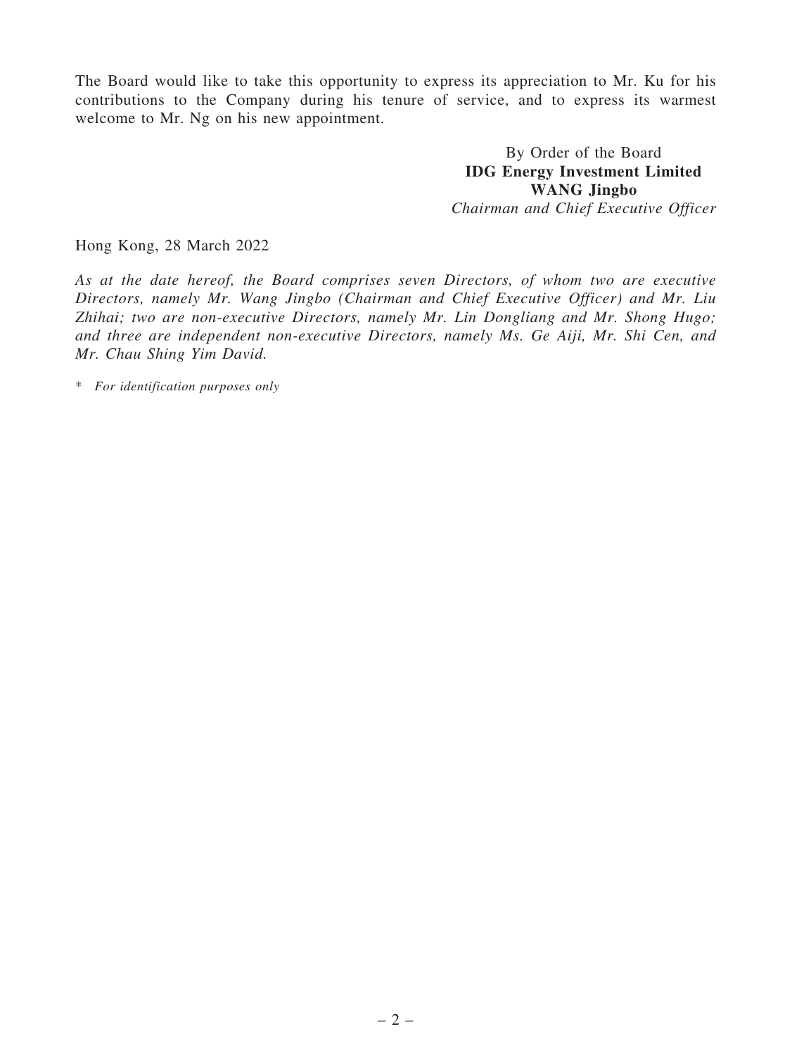The Board would like to take this opportunity to express its appreciation to Mr. Ku for his contributions to the Company during his tenure of service, and to express its warmest welcome to Mr. Ng on his new appointment.

By Order of the Board
**IDG Energy Investment Limited**
**WANG Jingbo**
*Chairman and Chief Executive Officer*

Hong Kong, 28 March 2022

*As at the date hereof, the Board comprises seven Directors, of whom two are executive Directors, namely Mr. Wang Jingbo (Chairman and Chief Executive Officer) and Mr. Liu Zhihai; two are non-executive Directors, namely Mr. Lin Dongliang and Mr. Shong Hugo; and three are independent non-executive Directors, namely Ms. Ge Aiji, Mr. Shi Cen, and Mr. Chau Shing Yim David.*

\* *For identification purposes only*